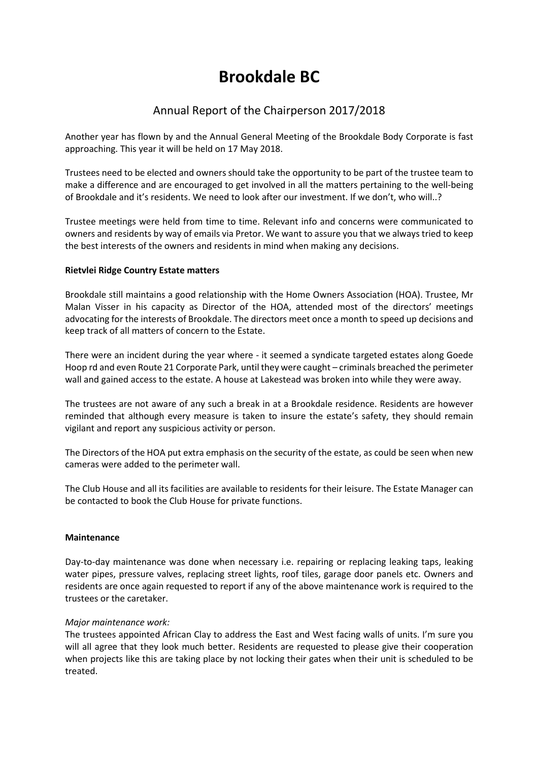# Brookdale BC

## Annual Report of the Chairperson 2017/2018

Another year has flown by and the Annual General Meeting of the Brookdale Body Corporate is fast approaching. This year it will be held on 17 May 2018.

Trustees need to be elected and owners should take the opportunity to be part of the trustee team to make a difference and are encouraged to get involved in all the matters pertaining to the well-being of Brookdale and it's residents. We need to look after our investment. If we don't, who will..?

Trustee meetings were held from time to time. Relevant info and concerns were communicated to owners and residents by way of emails via Pretor. We want to assure you that we always tried to keep the best interests of the owners and residents in mind when making any decisions.

**Rietvlei Ridge Country Estate matters**

Brookdale still maintains a good relationship with the Home Owners Association (HOA). Trustee, Mr Malan Visser in his capacity as Director of the HOA, attended most of the directors' meetings advocating for the interests of Brookdale. The directors meet once a month to speed up decisions and keep track of all matters of concern to the Estate.

There were an incident during the year where - it seemed a syndicate targeted estates along Goede Hoop rd and even Route 21 Corporate Park, until they were caught – criminals breached the perimeter wall and gained access to the estate. A house at Lakestead was broken into while they were away.

The trustees are not aware of any such a break in at a Brookdale residence. Residents are however reminded that although every measure is taken to insure the estate's safety, they should remain vigilant and report any suspicious activity or person.

The Directors of the HOA put extra emphasis on the security of the estate, as could be seen when new cameras were added to the perimeter wall.

The Club House and all its facilities are available to residents for their leisure. The Estate Manager can be contacted to book the Club House for private functions.

**Maintenance**

Day-to-day maintenance was done when necessary i.e. repairing or replacing leaking taps, leaking water pipes, pressure valves, replacing street lights, roof tiles, garage door panels etc. Owners and residents are once again requested to report if any of the above maintenance work is required to the trustees or the caretaker.

*Major maintenance work:*
The trustees appointed African Clay to address the East and West facing walls of units. I'm sure you will all agree that they look much better. Residents are requested to please give their cooperation when projects like this are taking place by not locking their gates when their unit is scheduled to be treated.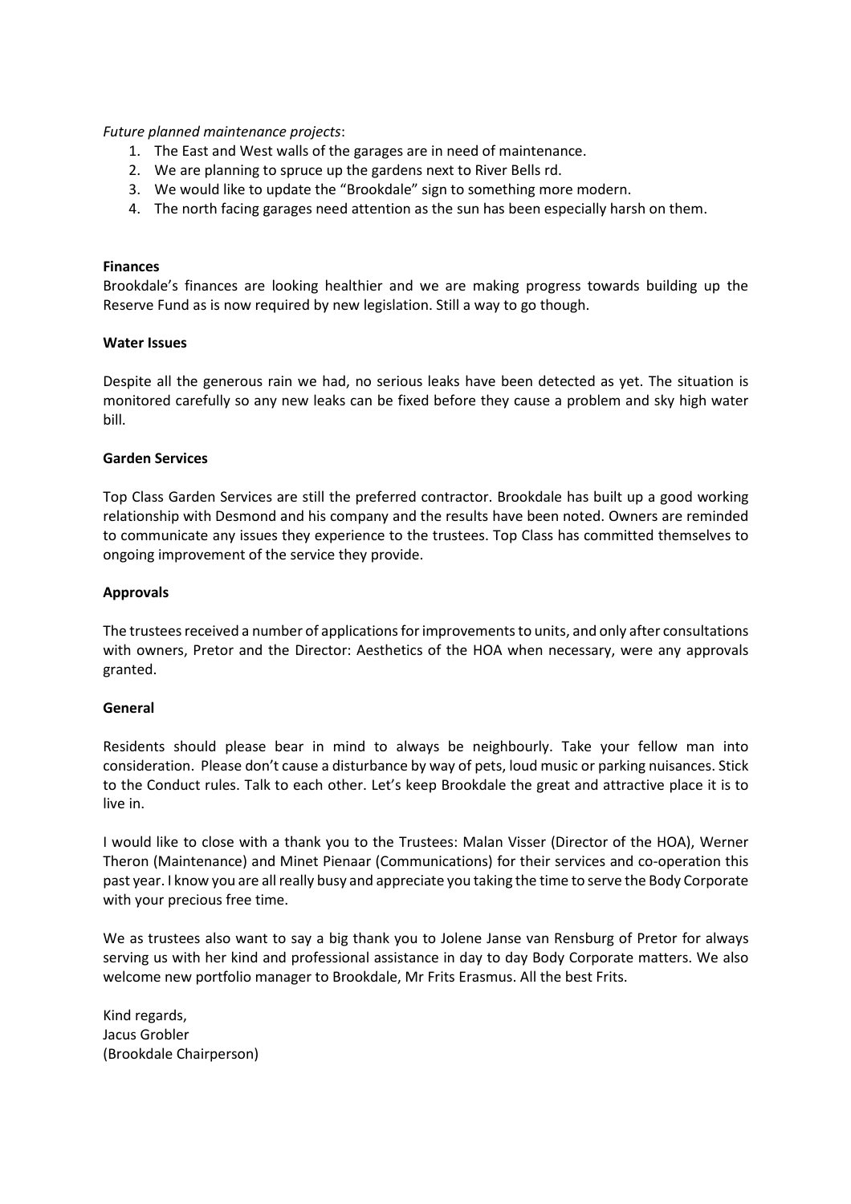*Future planned maintenance projects*:

1. The East and West walls of the garages are in need of maintenance.
2. We are planning to spruce up the gardens next to River Bells rd.
3. We would like to update the "Brookdale" sign to something more modern.
4. The north facing garages need attention as the sun has been especially harsh on them.

**Finances**

Brookdale's finances are looking healthier and we are making progress towards building up the Reserve Fund as is now required by new legislation. Still a way to go though.

**Water Issues**

Despite all the generous rain we had, no serious leaks have been detected as yet. The situation is monitored carefully so any new leaks can be fixed before they cause a problem and sky high water bill.

**Garden Services**

Top Class Garden Services are still the preferred contractor. Brookdale has built up a good working relationship with Desmond and his company and the results have been noted. Owners are reminded to communicate any issues they experience to the trustees. Top Class has committed themselves to ongoing improvement of the service they provide.

**Approvals**

The trustees received a number of applications for improvements to units, and only after consultations with owners, Pretor and the Director: Aesthetics of the HOA when necessary, were any approvals granted.

**General**

Residents should please bear in mind to always be neighbourly. Take your fellow man into consideration. Please don't cause a disturbance by way of pets, loud music or parking nuisances. Stick to the Conduct rules. Talk to each other. Let's keep Brookdale the great and attractive place it is to live in.

I would like to close with a thank you to the Trustees: Malan Visser (Director of the HOA), Werner Theron (Maintenance) and Minet Pienaar (Communications) for their services and co-operation this past year. I know you are all really busy and appreciate you taking the time to serve the Body Corporate with your precious free time.

We as trustees also want to say a big thank you to Jolene Janse van Rensburg of Pretor for always serving us with her kind and professional assistance in day to day Body Corporate matters. We also welcome new portfolio manager to Brookdale, Mr Frits Erasmus. All the best Frits.

Kind regards,
Jacus Grobler
(Brookdale Chairperson)